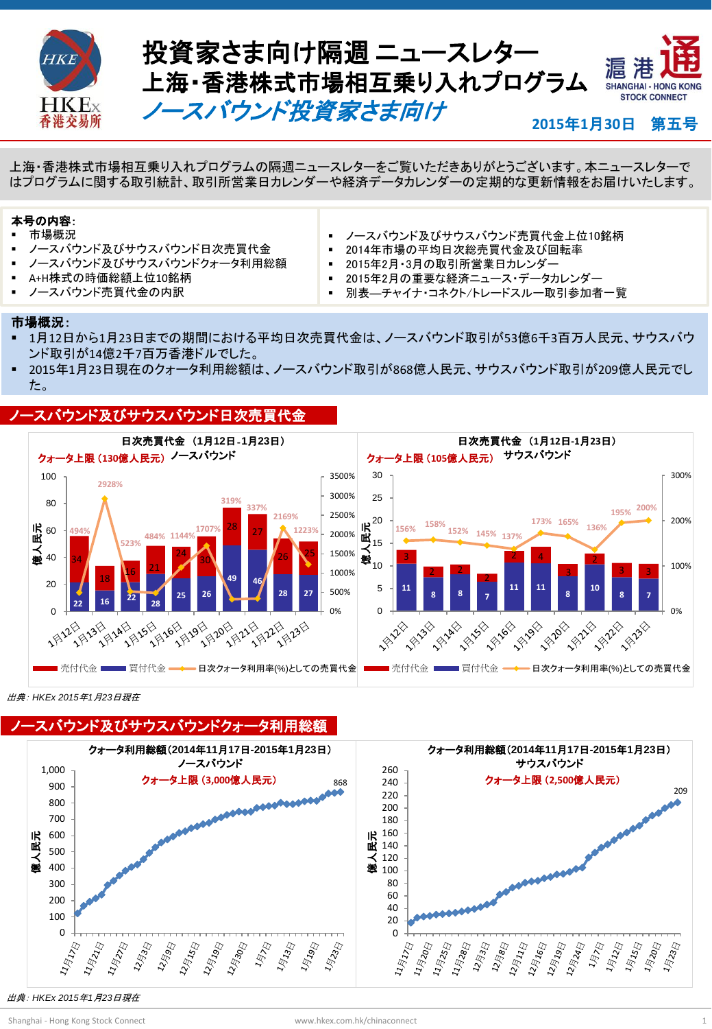# 投資家さま向け隔週 ニュースレター
# 上海・香港株式市場相互乗り入れプログラム
## *ノースバウンド投資家さま向け*

**2015年1月30日　第五号**

上海・香港株式市場相互乗り入れプログラムの隔週ニュースレターをご覧いただきありがとうございます。本ニュースレターではプログラムに関する取引統計、取引所営業日カレンダーや経済データカレンダーの定期的な更新情報をお届けいたします。

**本号の内容:**

- 市場概況
- ノースバウンド及びサウスバウンド日次売買代金
- ノースバウンド及びサウスバウンドクォータ利用総額
- A+H株式の時価総額上位10銘柄
- ノースバウンド売買代金の内訳
- ノースバウンド及びサウスバウンド売買代金上位10銘柄
- 2014年市場の平均日次総売買代金及び回転率
- 2015年2月・3月の取引所営業日カレンダー
- 2015年2月の重要な経済ニュース・データカレンダー
- 別表—チャイナ・コネクト/トレードスルー取引参加者一覧

**市場概況:**

- 1月12日から1月23日までの期間における平均日次売買代金は、ノースバウンド取引が53億6千3百万人民元、サウスバウンド取引が14億2千7百万香港ドルでした。
- 2015年1月23日現在のクォータ利用総額は、ノースバウンド取引が868億人民元、サウスバウンド取引が209億人民元でした。

## ノースバウンド及びサウスバウンド日次売買代金

**日次売買代金 （1月12日-1月23日） ノースバウンド** クォータ上限（130億人民元）

| 日付 | 売付代金（億人民元） | 買付代金（億人民元） | 日次クォータ利用率(%)としての売買代金 |
|---|---|---|---|
| 1月12日 | 34 | 22 | 494% |
| 1月13日 | 18 | 16 | 2928% |
| 1月14日 | 16 | 22 | 523% |
| 1月15日 | 21 | 28 | 484% |
| 1月16日 | 24 | 25 | 1144% |
| 1月19日 | 30 | 26 | 1707% |
| 1月20日 | 28 | 49 | 319% |
| 1月21日 | 27 | 46 | 337% |
| 1月22日 | 26 | 28 | 2169% |
| 1月23日 | 25 | 27 | 1223% |

**日次売買代金 （1月12日-1月23日） サウスバウンド** クォータ上限（105億人民元）

| 日付 | 売付代金（億人民元） | 買付代金（億人民元） | 日次クォータ利用率(%)としての売買代金 |
|---|---|---|---|
| 1月12日 | 3 | 11 | 156% |
| 1月13日 | 2 | 8 | 158% |
| 1月14日 | 2 | 8 | 152% |
| 1月15日 | 2 | 7 | 145% |
| 1月16日 | 2 | 11 | 137% |
| 1月19日 | 4 | 11 | 173% |
| 1月20日 | 3 | 8 | 165% |
| 1月21日 | 2 | 10 | 136% |
| 1月22日 | 3 | 8 | 195% |
| 1月23日 | 3 | 7 | 200% |

*出典: HKEx 2015年1月23日現在*

## ノースバウンド及びサウスバウンドクォータ利用総額

**クォータ利用総額(2014年11月17日-2015年1月23日) ノースバウンド** クォータ上限（3,000億人民元）— 2015年1月23日: 868（億人民元）

**クォータ利用総額(2014年11月17日-2015年1月23日) サウスバウンド** クォータ上限（2,500億人民元）— 2015年1月23日: 209（億人民元）

*出典: HKEx 2015年1月23日現在*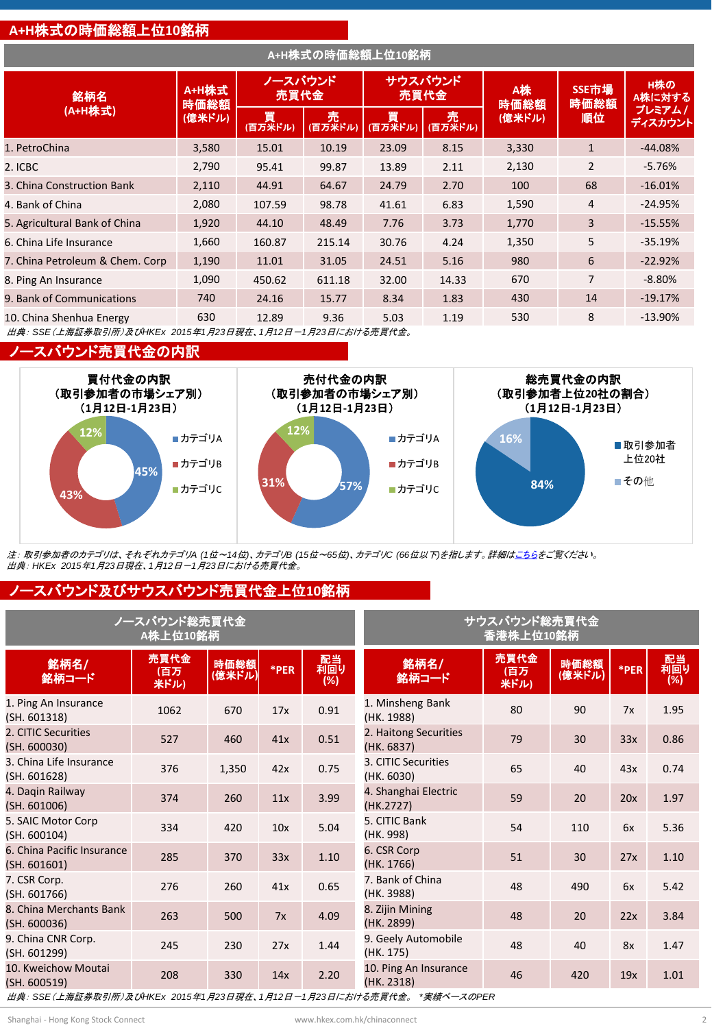## A+H株式の時価総額上位10銘柄

**A+H株式の時価総額上位10銘柄**

| 銘柄名 (A+H株式) | A+H株式 時価総額 (億米ドル) | ノースバウンド 売買代金 | | サウスバウンド 売買代金 | | A株 時価総額 (億米ドル) | SSE市場 時価総額 順位 | H株の A株に対する プレミアム / ディスカウント |
|---|---|---|---|---|---|---|---|---|
| | | 買 (百万米ドル) | 売 (百万米ドル) | 買 (百万米ドル) | 売 (百万米ドル) | | | |
| 1. PetroChina | 3,580 | 15.01 | 10.19 | 23.09 | 8.15 | 3,330 | 1 | -44.08% |
| 2. ICBC | 2,790 | 95.41 | 99.87 | 13.89 | 2.11 | 2,130 | 2 | -5.76% |
| 3. China Construction Bank | 2,110 | 44.91 | 64.67 | 24.79 | 2.70 | 100 | 68 | -16.01% |
| 4. Bank of China | 2,080 | 107.59 | 98.78 | 41.61 | 6.83 | 1,590 | 4 | -24.95% |
| 5. Agricultural Bank of China | 1,920 | 44.10 | 48.49 | 7.76 | 3.73 | 1,770 | 3 | -15.55% |
| 6. China Life Insurance | 1,660 | 160.87 | 215.14 | 30.76 | 4.24 | 1,350 | 5 | -35.19% |
| 7. China Petroleum & Chem. Corp | 1,190 | 11.01 | 31.05 | 24.51 | 5.16 | 980 | 6 | -22.92% |
| 8. Ping An Insurance | 1,090 | 450.62 | 611.18 | 32.00 | 14.33 | 670 | 7 | -8.80% |
| 9. Bank of Communications | 740 | 24.16 | 15.77 | 8.34 | 1.83 | 430 | 14 | -19.17% |
| 10. China Shenhua Energy | 630 | 12.89 | 9.36 | 5.03 | 1.19 | 530 | 8 | -13.90% |

*出典: SSE(上海証券取引所)及びHKEx 2015年1月23日現在、1月12日ー1月23日における売買代金。*

## ノースバウンド売買代金の内訳

**買付代金の内訳 (取引参加者の市場シェア別) (1月12日-1月23日)**

- カテゴリA: 45%
- カテゴリB: 43%
- カテゴリC: 12%

**売付代金の内訳 (取引参加者の市場シェア別) (1月12日-1月23日)**

- カテゴリA: 57%
- カテゴリB: 31%
- カテゴリC: 12%

**総売買代金の内訳 (取引参加者上位20社の割合) (1月12日-1月23日)**

- 取引参加者上位20社: 84%
- その他: 16%

*注: 取引参加者のカテゴリは、それぞれカテゴリA (1位~14位)、カテゴリB (15位~65位)、カテゴリC (66位以下)を指します。詳細はこちらをご覧ください。*
*出典: HKEx 2015年1月23日現在、1月12日ー1月23日における売買代金。*

## ノースバウンド及びサウスバウンド売買代金上位10銘柄

**ノースバウンド総売買代金 A株上位10銘柄**

| 銘柄名/ 銘柄コード | 売買代金 (百万米ドル) | 時価総額 (億米ドル) | *PER | 配当 利回り (%) |
|---|---|---|---|---|
| 1. Ping An Insurance (SH. 601318) | 1062 | 670 | 17x | 0.91 |
| 2. CITIC Securities (SH. 600030) | 527 | 460 | 41x | 0.51 |
| 3. China Life Insurance (SH. 601628) | 376 | 1,350 | 42x | 0.75 |
| 4. Daqin Railway (SH. 601006) | 374 | 260 | 11x | 3.99 |
| 5. SAIC Motor Corp (SH. 600104) | 334 | 420 | 10x | 5.04 |
| 6. China Pacific Insurance (SH. 601601) | 285 | 370 | 33x | 1.10 |
| 7. CSR Corp. (SH. 601766) | 276 | 260 | 41x | 0.65 |
| 8. China Merchants Bank (SH. 600036) | 263 | 500 | 7x | 4.09 |
| 9. China CNR Corp. (SH. 601299) | 245 | 230 | 27x | 1.44 |
| 10. Kweichow Moutai (SH. 600519) | 208 | 330 | 14x | 2.20 |

**サウスバウンド総売買代金 香港株上位10銘柄**

| 銘柄名/ 銘柄コード | 売買代金 (百万米ドル) | 時価総額 (億米ドル) | *PER | 配当 利回り (%) |
|---|---|---|---|---|
| 1. Minsheng Bank (HK. 1988) | 80 | 90 | 7x | 1.95 |
| 2. Haitong Securities (HK. 6837) | 79 | 30 | 33x | 0.86 |
| 3. CITIC Securities (HK. 6030) | 65 | 40 | 43x | 0.74 |
| 4. Shanghai Electric (HK.2727) | 59 | 20 | 20x | 1.97 |
| 5. CITIC Bank (HK. 998) | 54 | 110 | 6x | 5.36 |
| 6. CSR Corp (HK. 1766) | 51 | 30 | 27x | 1.10 |
| 7. Bank of China (HK. 3988) | 48 | 490 | 6x | 5.42 |
| 8. Zijin Mining (HK. 2899) | 48 | 20 | 22x | 3.84 |
| 9. Geely Automobile (HK. 175) | 48 | 40 | 8x | 1.47 |
| 10. Ping An Insurance (HK. 2318) | 46 | 420 | 19x | 1.01 |

*出典: SSE(上海証券取引所)及びHKEx 2015年1月23日現在、1月12日ー1月23日における売買代金。 \*実績ベースのPER*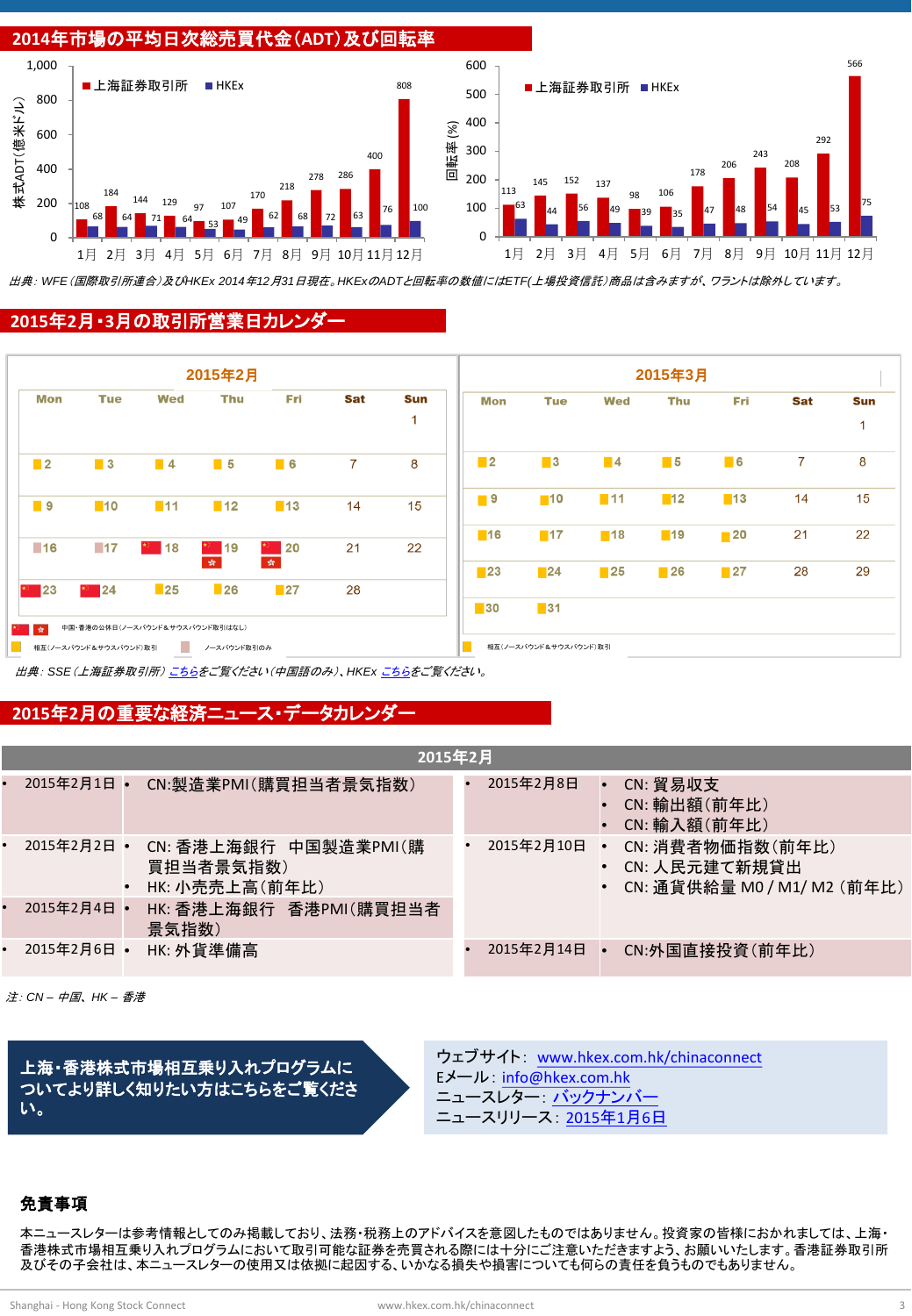## 2014年市場の平均日次総売買代金(ADT)及び回転率

株式ADT(億米ドル)

| 月 | 上海証券取引所 | HKEx |
|---|---|---|
| 1月 | 108 | 68 |
| 2月 | 184 | 64 |
| 3月 | 144 | 71 |
| 4月 | 129 | 64 |
| 5月 | 97 | 53 |
| 6月 | 107 | 49 |
| 7月 | 170 | 62 |
| 8月 | 218 | 68 |
| 9月 | 278 | 72 |
| 10月 | 286 | 63 |
| 11月 | 400 | 76 |
| 12月 | 808 | 100 |

回転率(%)

| 月 | 上海証券取引所 | HKEx |
|---|---|---|
| 1月 | 113 | 63 |
| 2月 | 145 | 44 |
| 3月 | 152 | 56 |
| 4月 | 137 | 49 |
| 5月 | 98 | 39 |
| 6月 | 106 | 35 |
| 7月 | 178 | 47 |
| 8月 | 206 | 48 |
| 9月 | 243 | 54 |
| 10月 | 208 | 45 |
| 11月 | 292 | 53 |
| 12月 | 566 | 75 |

*出典: WFE(国際取引所連合)及びHKEx 2014年12月31日現在。HKExのADTと回転率の数値にはETF(上場投資信託)商品は含みますが、ワラントは除外しています。*

## 2015年2月・3月の取引所営業日カレンダー

**2015年2月**

| Mon | Tue | Wed | Thu | Fri | Sat | Sun |
|---|---|---|---|---|---|---|
| | | | | | | 1 |
| 2 | 3 | 4 | 5 | 6 | 7 | 8 |
| 9 | 10 | 11 | 12 | 13 | 14 | 15 |
| 16 | 17 | 18 (中国の公休日) | 19 (中国・香港の公休日) | 20 (中国・香港の公休日) | 21 | 22 |
| 23 (中国の公休日) | 24 (中国の公休日) | 25 | 26 | 27 | 28 | |

**2015年3月**

| Mon | Tue | Wed | Thu | Fri | Sat | Sun |
|---|---|---|---|---|---|---|
| | | | | | | 1 |
| 2 | 3 | 4 | 5 | 6 | 7 | 8 |
| 9 | 10 | 11 | 12 | 13 | 14 | 15 |
| 16 | 17 | 18 | 19 | 20 | 21 | 22 |
| 23 | 24 | 25 | 26 | 27 | 28 | 29 |
| 30 | 31 | | | | | |

凡例:
- 中国・香港の公休日(ノースバウンド＆サウスバウンド取引はなし)
- 相互(ノースバウンド＆サウスバウンド)取引
- ノースバウンド取引のみ

*出典: SSE(上海証券取引所) こちらをご覧ください(中国語のみ)、HKEx こちらをご覧ください。*

## 2015年2月の重要な経済ニュース・データカレンダー

**2015年2月**

| 日付 | 項目 | 日付 | 項目 |
|---|---|---|---|
| 2015年2月1日 | CN:製造業PMI(購買担当者景気指数) | 2015年2月8日 | CN: 貿易収支<br>CN: 輸出額(前年比)<br>CN: 輸入額(前年比) |
| 2015年2月2日 | CN: 香港上海銀行　中国製造業PMI(購買担当者景気指数)<br>HK: 小売売上高(前年比) | 2015年2月10日 | CN: 消費者物価指数(前年比)<br>CN: 人民元建て新規貸出<br>CN: 通貨供給量 M0 / M1/ M2 (前年比) |
| 2015年2月4日 | HK: 香港上海銀行　香港PMI(購買担当者景気指数) | | |
| 2015年2月6日 | HK: 外貨準備高 | 2015年2月14日 | CN:外国直接投資(前年比) |

*注: CN – 中国、HK – 香港*

**上海・香港株式市場相互乗り入れプログラムについてより詳しく知りたい方はこちらをご覧ください。**

ウェブサイト: www.hkex.com.hk/chinaconnect
Eメール: info@hkex.com.hk
ニュースレター: バックナンバー
ニュースリリース: 2015年1月6日

### 免責事項

本ニュースレターは参考情報としてのみ掲載しており、法務・税務上のアドバイスを意図したものではありません。投資家の皆様におかれましては、上海・香港株式市場相互乗り入れプログラムにおいて取引可能な証券を売買される際には十分にご注意いただきますよう、お願いいたします。香港証券取引所及びその子会社は、本ニュースレターの使用又は依拠に起因する、いかなる損失や損害についても何らの責任を負うものでもありません。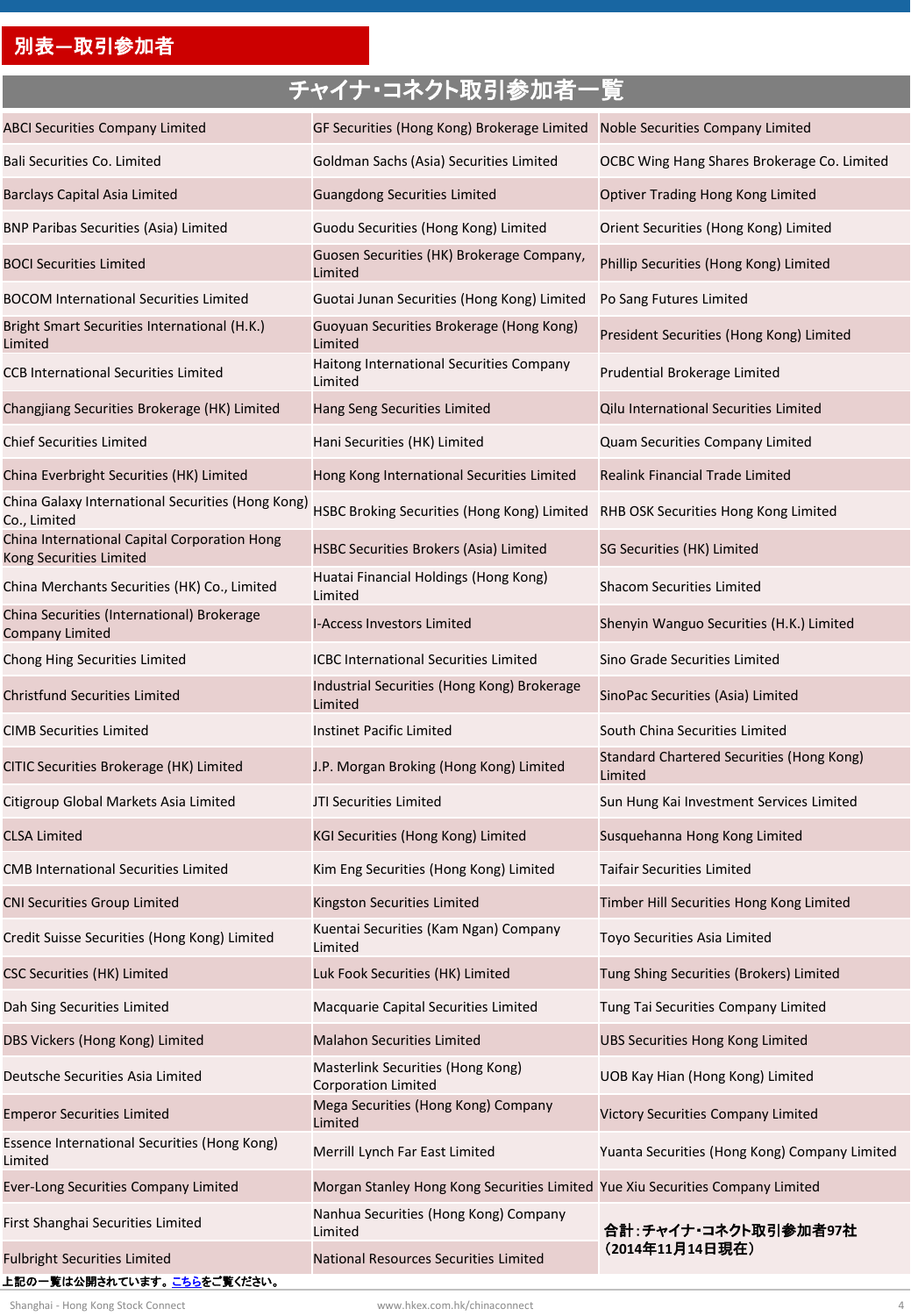## 別表ー取引参加者

| チャイナ・コネクト取引参加者一覧 | | |
|---|---|---|
| ABCI Securities Company Limited | GF Securities (Hong Kong) Brokerage Limited | Noble Securities Company Limited |
| Bali Securities Co. Limited | Goldman Sachs (Asia) Securities Limited | OCBC Wing Hang Shares Brokerage Co. Limited |
| Barclays Capital Asia Limited | Guangdong Securities Limited | Optiver Trading Hong Kong Limited |
| BNP Paribas Securities (Asia) Limited | Guodu Securities (Hong Kong) Limited | Orient Securities (Hong Kong) Limited |
| BOCI Securities Limited | Guosen Securities (HK) Brokerage Company, Limited | Phillip Securities (Hong Kong) Limited |
| BOCOM International Securities Limited | Guotai Junan Securities (Hong Kong) Limited | Po Sang Futures Limited |
| Bright Smart Securities International (H.K.) Limited | Guoyuan Securities Brokerage (Hong Kong) Limited | President Securities (Hong Kong) Limited |
| CCB International Securities Limited | Haitong International Securities Company Limited | Prudential Brokerage Limited |
| Changjiang Securities Brokerage (HK) Limited | Hang Seng Securities Limited | Qilu International Securities Limited |
| Chief Securities Limited | Hani Securities (HK) Limited | Quam Securities Company Limited |
| China Everbright Securities (HK) Limited | Hong Kong International Securities Limited | Realink Financial Trade Limited |
| China Galaxy International Securities (Hong Kong) Co., Limited | HSBC Broking Securities (Hong Kong) Limited | RHB OSK Securities Hong Kong Limited |
| China International Capital Corporation Hong Kong Securities Limited | HSBC Securities Brokers (Asia) Limited | SG Securities (HK) Limited |
| China Merchants Securities (HK) Co., Limited | Huatai Financial Holdings (Hong Kong) Limited | Shacom Securities Limited |
| China Securities (International) Brokerage Company Limited | I-Access Investors Limited | Shenyin Wanguo Securities (H.K.) Limited |
| Chong Hing Securities Limited | ICBC International Securities Limited | Sino Grade Securities Limited |
| Christfund Securities Limited | Industrial Securities (Hong Kong) Brokerage Limited | SinoPac Securities (Asia) Limited |
| CIMB Securities Limited | Instinet Pacific Limited | South China Securities Limited |
| CITIC Securities Brokerage (HK) Limited | J.P. Morgan Broking (Hong Kong) Limited | Standard Chartered Securities (Hong Kong) Limited |
| Citigroup Global Markets Asia Limited | JTI Securities Limited | Sun Hung Kai Investment Services Limited |
| CLSA Limited | KGI Securities (Hong Kong) Limited | Susquehanna Hong Kong Limited |
| CMB International Securities Limited | Kim Eng Securities (Hong Kong) Limited | Taifair Securities Limited |
| CNI Securities Group Limited | Kingston Securities Limited | Timber Hill Securities Hong Kong Limited |
| Credit Suisse Securities (Hong Kong) Limited | Kuentai Securities (Kam Ngan) Company Limited | Toyo Securities Asia Limited |
| CSC Securities (HK) Limited | Luk Fook Securities (HK) Limited | Tung Shing Securities (Brokers) Limited |
| Dah Sing Securities Limited | Macquarie Capital Securities Limited | Tung Tai Securities Company Limited |
| DBS Vickers (Hong Kong) Limited | Malahon Securities Limited | UBS Securities Hong Kong Limited |
| Deutsche Securities Asia Limited | Masterlink Securities (Hong Kong) Corporation Limited | UOB Kay Hian (Hong Kong) Limited |
| Emperor Securities Limited | Mega Securities (Hong Kong) Company Limited | Victory Securities Company Limited |
| Essence International Securities (Hong Kong) Limited | Merrill Lynch Far East Limited | Yuanta Securities (Hong Kong) Company Limited |
| Ever-Long Securities Company Limited | Morgan Stanley Hong Kong Securities Limited | Yue Xiu Securities Company Limited |
| First Shanghai Securities Limited | Nanhua Securities (Hong Kong) Company Limited | **合計：チャイナ・コネクト取引参加者97社（2014年11月14日現在）** |
| Fulbright Securities Limited | National Resources Securities Limited | |

**上記の一覧は公開されています。こちらをご覧ください。**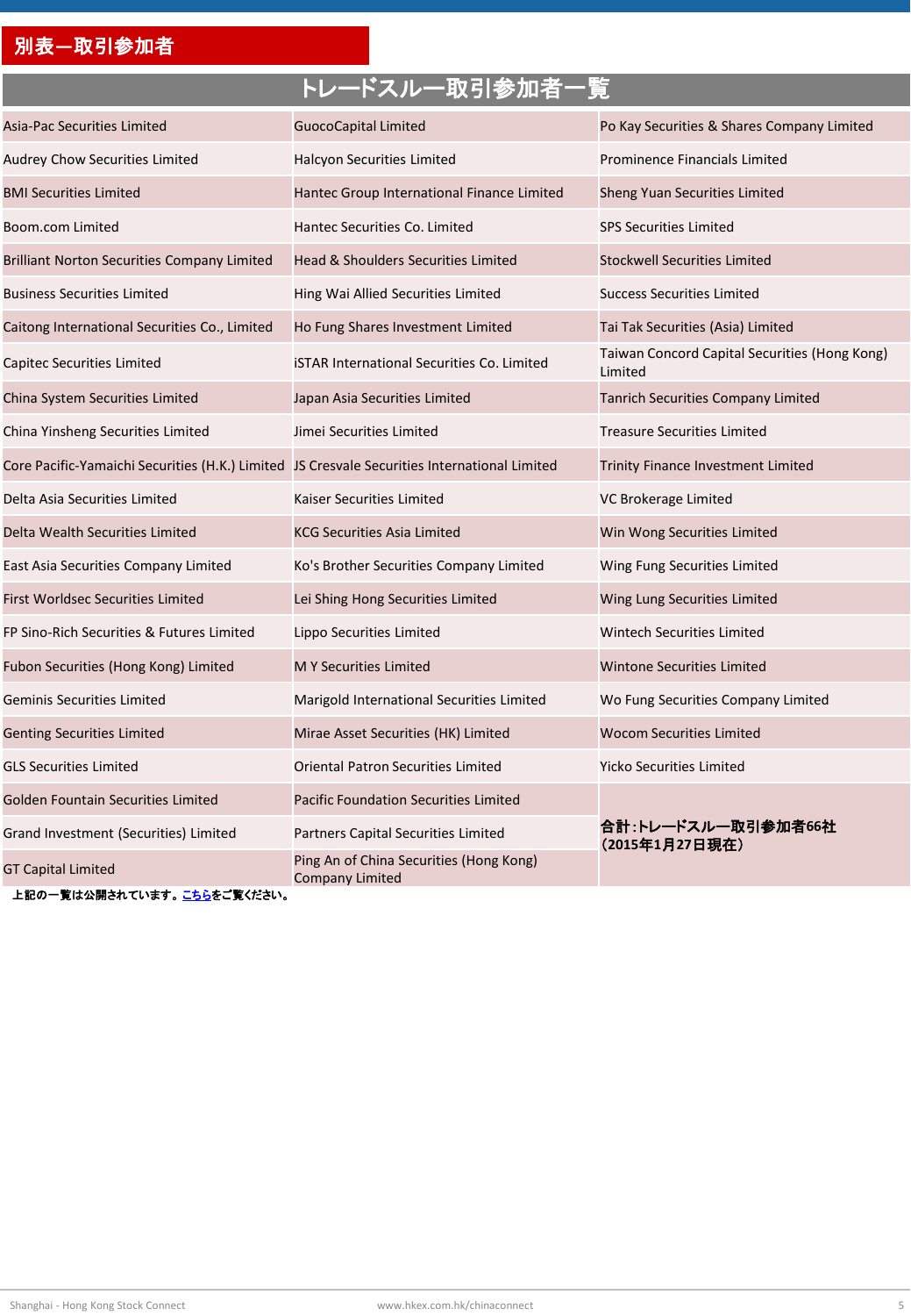## 別表ー取引参加者

| トレードスルー取引参加者一覧 | | |
|---|---|---|
| Asia-Pac Securities Limited | GuocoCapital Limited | Po Kay Securities & Shares Company Limited |
| Audrey Chow Securities Limited | Halcyon Securities Limited | Prominence Financials Limited |
| BMI Securities Limited | Hantec Group International Finance Limited | Sheng Yuan Securities Limited |
| Boom.com Limited | Hantec Securities Co. Limited | SPS Securities Limited |
| Brilliant Norton Securities Company Limited | Head & Shoulders Securities Limited | Stockwell Securities Limited |
| Business Securities Limited | Hing Wai Allied Securities Limited | Success Securities Limited |
| Caitong International Securities Co., Limited | Ho Fung Shares Investment Limited | Tai Tak Securities (Asia) Limited |
| Capitec Securities Limited | iSTAR International Securities Co. Limited | Taiwan Concord Capital Securities (Hong Kong) Limited |
| China System Securities Limited | Japan Asia Securities Limited | Tanrich Securities Company Limited |
| China Yinsheng Securities Limited | Jimei Securities Limited | Treasure Securities Limited |
| Core Pacific-Yamaichi Securities (H.K.) Limited | JS Cresvale Securities International Limited | Trinity Finance Investment Limited |
| Delta Asia Securities Limited | Kaiser Securities Limited | VC Brokerage Limited |
| Delta Wealth Securities Limited | KCG Securities Asia Limited | Win Wong Securities Limited |
| East Asia Securities Company Limited | Ko's Brother Securities Company Limited | Wing Fung Securities Limited |
| First Worldsec Securities Limited | Lei Shing Hong Securities Limited | Wing Lung Securities Limited |
| FP Sino-Rich Securities & Futures Limited | Lippo Securities Limited | Wintech Securities Limited |
| Fubon Securities (Hong Kong) Limited | M Y Securities Limited | Wintone Securities Limited |
| Geminis Securities Limited | Marigold International Securities Limited | Wo Fung Securities Company Limited |
| Genting Securities Limited | Mirae Asset Securities (HK) Limited | Wocom Securities Limited |
| GLS Securities Limited | Oriental Patron Securities Limited | Yicko Securities Limited |
| Golden Fountain Securities Limited | Pacific Foundation Securities Limited | **合計:トレードスルー取引参加者66社（2015年1月27日現在）** |
| Grand Investment (Securities) Limited | Partners Capital Securities Limited | |
| GT Capital Limited | Ping An of China Securities (Hong Kong) Company Limited | |

**上記の一覧は公開されています。こちらをご覧ください。**